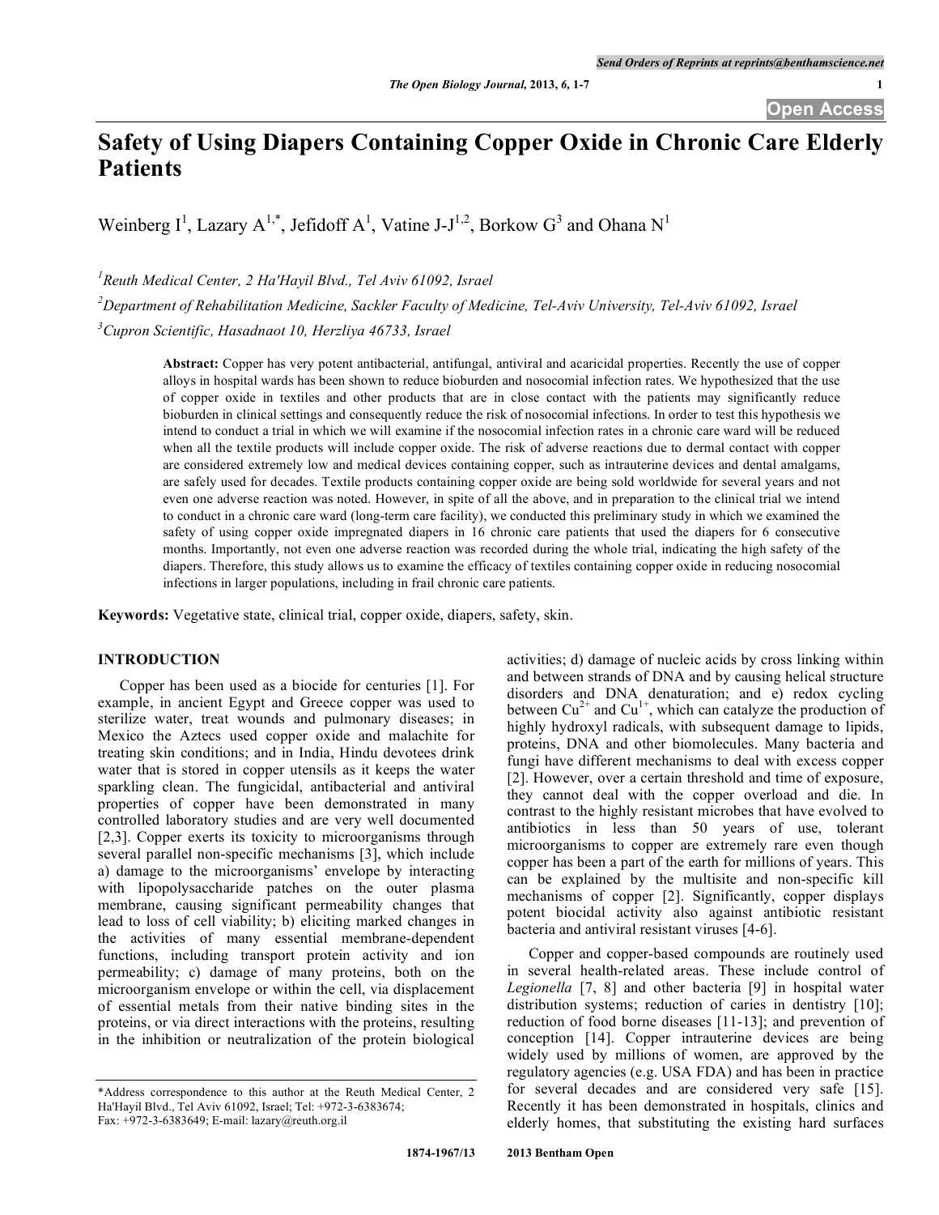# Safety of Using Diapers Containing Copper Oxide in Chronic Care Elderly Patients

Weinberg I[1], Lazary A[1,*], Jefidoff A[1], Vatine J-J[1,2], Borkow G[3] and Ohana N[1]

[1]Reuth Medical Center, 2 Ha'Hayil Blvd., Tel Aviv 61092, Israel

[2]Department of Rehabilitation Medicine, Sackler Faculty of Medicine, Tel-Aviv University, Tel-Aviv 61092, Israel

[3]Cupron Scientific, Hasadnaot 10, Herzliya 46733, Israel

**Abstract:** Copper has very potent antibacterial, antifungal, antiviral and acaricidal properties. Recently the use of copper alloys in hospital wards has been shown to reduce bioburden and nosocomial infection rates. We hypothesized that the use of copper oxide in textiles and other products that are in close contact with the patients may significantly reduce bioburden in clinical settings and consequently reduce the risk of nosocomial infections. In order to test this hypothesis we intend to conduct a trial in which we will examine if the nosocomial infection rates in a chronic care ward will be reduced when all the textile products will include copper oxide. The risk of adverse reactions due to dermal contact with copper are considered extremely low and medical devices containing copper, such as intrauterine devices and dental amalgams, are safely used for decades. Textile products containing copper oxide are being sold worldwide for several years and not even one adverse reaction was noted. However, in spite of all the above, and in preparation to the clinical trial we intend to conduct in a chronic care ward (long-term care facility), we conducted this preliminary study in which we examined the safety of using copper oxide impregnated diapers in 16 chronic care patients that used the diapers for 6 consecutive months. Importantly, not even one adverse reaction was recorded during the whole trial, indicating the high safety of the diapers. Therefore, this study allows us to examine the efficacy of textiles containing copper oxide in reducing nosocomial infections in larger populations, including in frail chronic care patients.

**Keywords:** Vegetative state, clinical trial, copper oxide, diapers, safety, skin.

## INTRODUCTION

Copper has been used as a biocide for centuries [1]. For example, in ancient Egypt and Greece copper was used to sterilize water, treat wounds and pulmonary diseases; in Mexico the Aztecs used copper oxide and malachite for treating skin conditions; and in India, Hindu devotees drink water that is stored in copper utensils as it keeps the water sparkling clean. The fungicidal, antibacterial and antiviral properties of copper have been demonstrated in many controlled laboratory studies and are very well documented [2,3]. Copper exerts its toxicity to microorganisms through several parallel non-specific mechanisms [3], which include a) damage to the microorganisms' envelope by interacting with lipopolysaccharide patches on the outer plasma membrane, causing significant permeability changes that lead to loss of cell viability; b) eliciting marked changes in the activities of many essential membrane-dependent functions, including transport protein activity and ion permeability; c) damage of many proteins, both on the microorganism envelope or within the cell, via displacement of essential metals from their native binding sites in the proteins, or via direct interactions with the proteins, resulting in the inhibition or neutralization of the protein biological activities; d) damage of nucleic acids by cross linking within and between strands of DNA and by causing helical structure disorders and DNA denaturation; and e) redox cycling between $Cu^{2+}$ and $Cu^{1+}$, which can catalyze the production of highly hydroxyl radicals, with subsequent damage to lipids, proteins, DNA and other biomolecules. Many bacteria and fungi have different mechanisms to deal with excess copper [2]. However, over a certain threshold and time of exposure, they cannot deal with the copper overload and die. In contrast to the highly resistant microbes that have evolved to antibiotics in less than 50 years of use, tolerant microorganisms to copper are extremely rare even though copper has been a part of the earth for millions of years. This can be explained by the multisite and non-specific kill mechanisms of copper [2]. Significantly, copper displays potent biocidal activity also against antibiotic resistant bacteria and antiviral resistant viruses [4-6].

Copper and copper-based compounds are routinely used in several health-related areas. These include control of *Legionella* [7, 8] and other bacteria [9] in hospital water distribution systems; reduction of caries in dentistry [10]; reduction of food borne diseases [11-13]; and prevention of conception [14]. Copper intrauterine devices are being widely used by millions of women, are approved by the regulatory agencies (e.g. USA FDA) and has been in practice for several decades and are considered very safe [15]. Recently it has been demonstrated in hospitals, clinics and elderly homes, that substituting the existing hard surfaces

*Address correspondence to this author at the Reuth Medical Center, 2 Ha'Hayil Blvd., Tel Aviv 61092, Israel; Tel: +972-3-6383674; Fax: +972-3-6383649; E-mail: lazary@reuth.org.il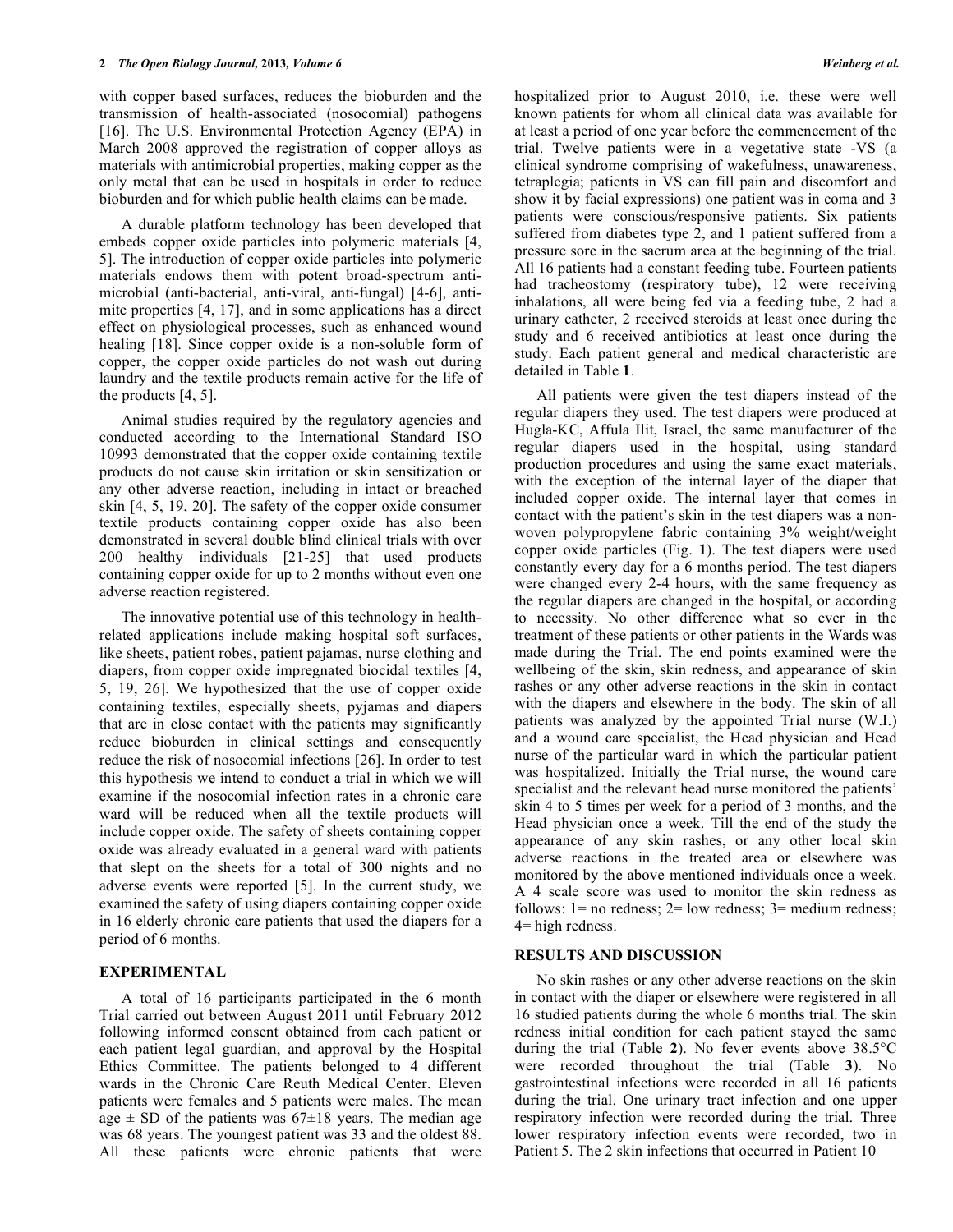with copper based surfaces, reduces the bioburden and the transmission of health-associated (nosocomial) pathogens [16]. The U.S. Environmental Protection Agency (EPA) in March 2008 approved the registration of copper alloys as materials with antimicrobial properties, making copper as the only metal that can be used in hospitals in order to reduce bioburden and for which public health claims can be made.

A durable platform technology has been developed that embeds copper oxide particles into polymeric materials [4, 5]. The introduction of copper oxide particles into polymeric materials endows them with potent broad-spectrum anti-microbial (anti-bacterial, anti-viral, anti-fungal) [4-6], anti-mite properties [4, 17], and in some applications has a direct effect on physiological processes, such as enhanced wound healing [18]. Since copper oxide is a non-soluble form of copper, the copper oxide particles do not wash out during laundry and the textile products remain active for the life of the products [4, 5].

Animal studies required by the regulatory agencies and conducted according to the International Standard ISO 10993 demonstrated that the copper oxide containing textile products do not cause skin irritation or skin sensitization or any other adverse reaction, including in intact or breached skin [4, 5, 19, 20]. The safety of the copper oxide consumer textile products containing copper oxide has also been demonstrated in several double blind clinical trials with over 200 healthy individuals [21-25] that used products containing copper oxide for up to 2 months without even one adverse reaction registered.

The innovative potential use of this technology in health-related applications include making hospital soft surfaces, like sheets, patient robes, patient pajamas, nurse clothing and diapers, from copper oxide impregnated biocidal textiles [4, 5, 19, 26]. We hypothesized that the use of copper oxide containing textiles, especially sheets, pyjamas and diapers that are in close contact with the patients may significantly reduce bioburden in clinical settings and consequently reduce the risk of nosocomial infections [26]. In order to test this hypothesis we intend to conduct a trial in which we will examine if the nosocomial infection rates in a chronic care ward will be reduced when all the textile products will include copper oxide. The safety of sheets containing copper oxide was already evaluated in a general ward with patients that slept on the sheets for a total of 300 nights and no adverse events were reported [5]. In the current study, we examined the safety of using diapers containing copper oxide in 16 elderly chronic care patients that used the diapers for a period of 6 months.

## EXPERIMENTAL

A total of 16 participants participated in the 6 month Trial carried out between August 2011 until February 2012 following informed consent obtained from each patient or each patient legal guardian, and approval by the Hospital Ethics Committee. The patients belonged to 4 different wards in the Chronic Care Reuth Medical Center. Eleven patients were females and 5 patients were males. The mean age ± SD of the patients was 67±18 years. The median age was 68 years. The youngest patient was 33 and the oldest 88. All these patients were chronic patients that were hospitalized prior to August 2010, i.e. these were well known patients for whom all clinical data was available for at least a period of one year before the commencement of the trial. Twelve patients were in a vegetative state -VS (a clinical syndrome comprising of wakefulness, unawareness, tetraplegia; patients in VS can fill pain and discomfort and show it by facial expressions) one patient was in coma and 3 patients were conscious/responsive patients. Six patients suffered from diabetes type 2, and 1 patient suffered from a pressure sore in the sacrum area at the beginning of the trial. All 16 patients had a constant feeding tube. Fourteen patients had tracheostomy (respiratory tube), 12 were receiving inhalations, all were being fed via a feeding tube, 2 had a urinary catheter, 2 received steroids at least once during the study and 6 received antibiotics at least once during the study. Each patient general and medical characteristic are detailed in Table **1**.

All patients were given the test diapers instead of the regular diapers they used. The test diapers were produced at Hugla-KC, Affula Ilit, Israel, the same manufacturer of the regular diapers used in the hospital, using standard production procedures and using the same exact materials, with the exception of the internal layer of the diaper that included copper oxide. The internal layer that comes in contact with the patient's skin in the test diapers was a non-woven polypropylene fabric containing 3% weight/weight copper oxide particles (Fig. **1**). The test diapers were used constantly every day for a 6 months period. The test diapers were changed every 2-4 hours, with the same frequency as the regular diapers are changed in the hospital, or according to necessity. No other difference what so ever in the treatment of these patients or other patients in the Wards was made during the Trial. The end points examined were the wellbeing of the skin, skin redness, and appearance of skin rashes or any other adverse reactions in the skin in contact with the diapers and elsewhere in the body. The skin of all patients was analyzed by the appointed Trial nurse (W.I.) and a wound care specialist, the Head physician and Head nurse of the particular ward in which the particular patient was hospitalized. Initially the Trial nurse, the wound care specialist and the relevant head nurse monitored the patients' skin 4 to 5 times per week for a period of 3 months, and the Head physician once a week. Till the end of the study the appearance of any skin rashes, or any other local skin adverse reactions in the treated area or elsewhere was monitored by the above mentioned individuals once a week. A 4 scale score was used to monitor the skin redness as follows: 1= no redness; 2= low redness; 3= medium redness; 4= high redness.

## RESULTS AND DISCUSSION

No skin rashes or any other adverse reactions on the skin in contact with the diaper or elsewhere were registered in all 16 studied patients during the whole 6 months trial. The skin redness initial condition for each patient stayed the same during the trial (Table **2**). No fever events above 38.5°C were recorded throughout the trial (Table **3**). No gastrointestinal infections were recorded in all 16 patients during the trial. One urinary tract infection and one upper respiratory infection were recorded during the trial. Three lower respiratory infection events were recorded, two in Patient 5. The 2 skin infections that occurred in Patient 10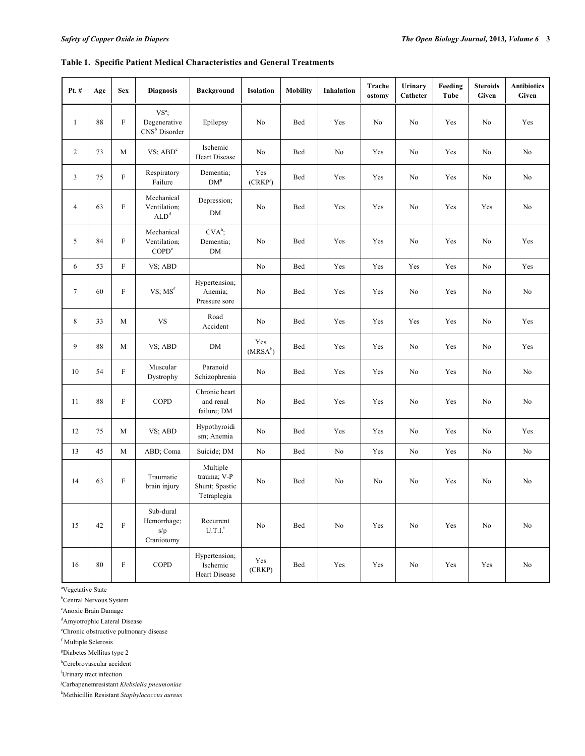**Table 1. Specific Patient Medical Characteristics and General Treatments**

| Pt. # | Age | Sex | Diagnosis | Background | Isolation | Mobility | Inhalation | Tracheostomy | Urinary Catheter | Feeding Tube | Steroids Given | Antibiotics Given |
|---|---|---|---|---|---|---|---|---|---|---|---|---|
| 1 | 88 | F | VS[a]; Degenerative CNS[b] Disorder | Epilepsy | No | Bed | Yes | No | No | Yes | No | Yes |
| 2 | 73 | M | VS; ABD[c] | Ischemic Heart Disease | No | Bed | No | Yes | No | Yes | No | No |
| 3 | 75 | F | Respiratory Failure | Dementia; DM[g] | Yes (CRKP[j]) | Bed | Yes | Yes | No | Yes | No | No |
| 4 | 63 | F | Mechanical Ventilation; ALD[d] | Depression; DM | No | Bed | Yes | Yes | No | Yes | Yes | No |
| 5 | 84 | F | Mechanical Ventilation; COPD[e] | CVA[h]; Dementia; DM | No | Bed | Yes | Yes | No | Yes | No | Yes |
| 6 | 53 | F | VS; ABD | | No | Bed | Yes | Yes | Yes | Yes | No | Yes |
| 7 | 60 | F | VS; MS[f] | Hypertension; Anemia; Pressure sore | No | Bed | Yes | Yes | No | Yes | No | No |
| 8 | 33 | M | VS | Road Accident | No | Bed | Yes | Yes | Yes | Yes | No | Yes |
| 9 | 88 | M | VS; ABD | DM | Yes (MRSA[k]) | Bed | Yes | Yes | No | Yes | No | Yes |
| 10 | 54 | F | Muscular Dystrophy | Paranoid Schizophrenia | No | Bed | Yes | Yes | No | Yes | No | No |
| 11 | 88 | F | COPD | Chronic heart and renal failure; DM | No | Bed | Yes | Yes | No | Yes | No | No |
| 12 | 75 | M | VS; ABD | Hypothyroidism; Anemia | No | Bed | Yes | Yes | No | Yes | No | Yes |
| 13 | 45 | M | ABD; Coma | Suicide; DM | No | Bed | No | Yes | No | Yes | No | No |
| 14 | 63 | F | Traumatic brain injury | Multiple trauma; V-P Shunt; Spastic Tetraplegia | No | Bed | No | No | No | Yes | No | No |
| 15 | 42 | F | Sub-dural Hemorrhage; s/p Craniotomy | Recurrent U.T.I.[i] | No | Bed | No | Yes | No | Yes | No | No |
| 16 | 80 | F | COPD | Hypertension; Ischemic Heart Disease | Yes (CRKP) | Bed | Yes | Yes | No | Yes | Yes | No |

[a]Vegetative State
[b]Central Nervous System
[c]Anoxic Brain Damage
[d]Amyotrophic Lateral Disease
[e]Chronic obstructive pulmonary disease
[f] Multiple Sclerosis
[g]Diabetes Mellitus type 2
[h]Cerebrovascular accident
[i]Urinary tract infection
[j]Carbapenemresistant *Klebsiella pneumoniae*
[k]Methicillin Resistant *Staphylococcus aureus*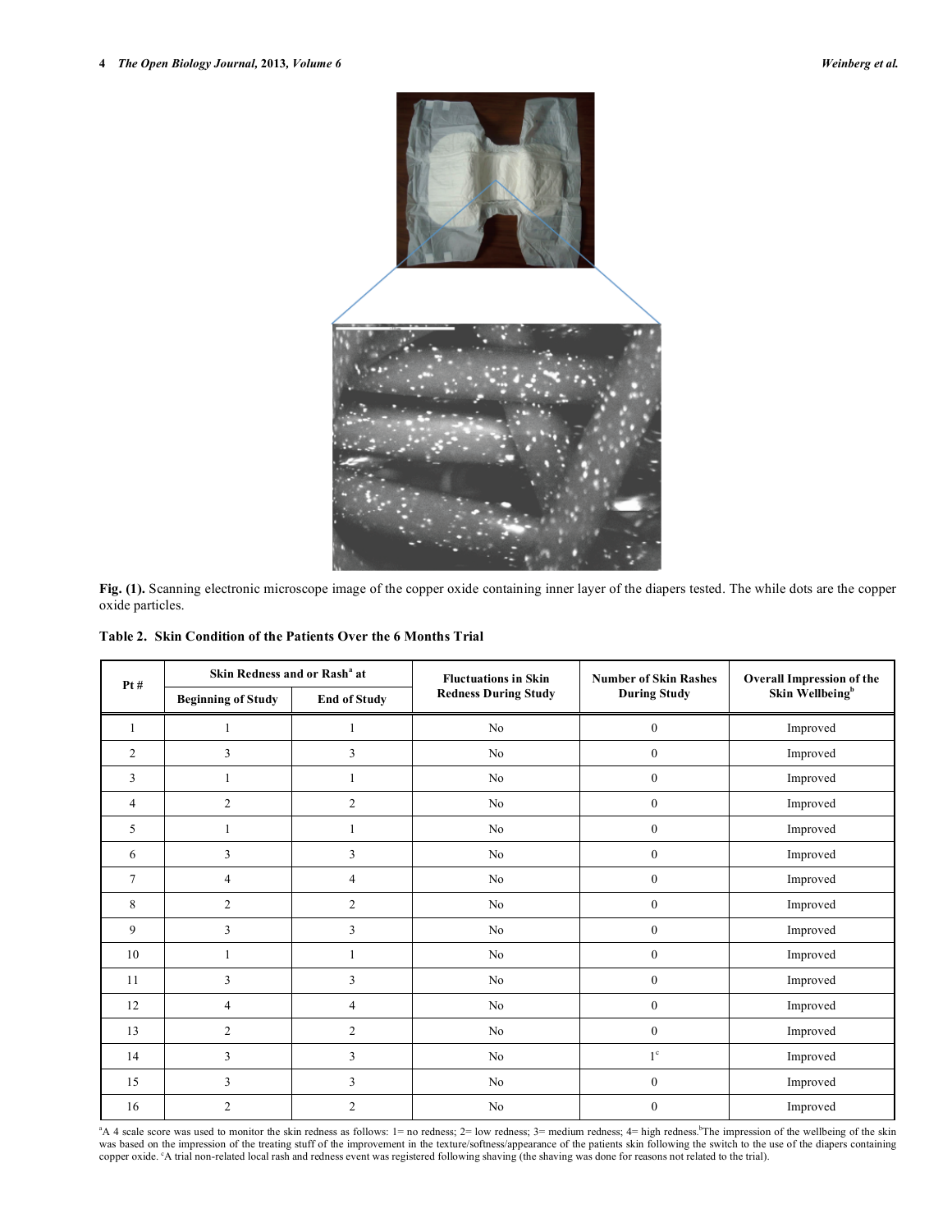Fig. (1). Scanning electronic microscope image of the copper oxide containing inner layer of the diapers tested. The while dots are the copper oxide particles.

**Table 2. Skin Condition of the Patients Over the 6 Months Trial**

| Pt # | Skin Redness and or Rash[a] at | | Fluctuations in Skin Redness During Study | Number of Skin Rashes During Study | Overall Impression of the Skin Wellbeing[b] |
|---|---|---|---|---|---|
| | Beginning of Study | End of Study | | | |
| 1 | 1 | 1 | No | 0 | Improved |
| 2 | 3 | 3 | No | 0 | Improved |
| 3 | 1 | 1 | No | 0 | Improved |
| 4 | 2 | 2 | No | 0 | Improved |
| 5 | 1 | 1 | No | 0 | Improved |
| 6 | 3 | 3 | No | 0 | Improved |
| 7 | 4 | 4 | No | 0 | Improved |
| 8 | 2 | 2 | No | 0 | Improved |
| 9 | 3 | 3 | No | 0 | Improved |
| 10 | 1 | 1 | No | 0 | Improved |
| 11 | 3 | 3 | No | 0 | Improved |
| 12 | 4 | 4 | No | 0 | Improved |
| 13 | 2 | 2 | No | 0 | Improved |
| 14 | 3 | 3 | No | 1[c] | Improved |
| 15 | 3 | 3 | No | 0 | Improved |
| 16 | 2 | 2 | No | 0 | Improved |

[a]A 4 scale score was used to monitor the skin redness as follows: 1= no redness; 2= low redness; 3= medium redness; 4= high redness.[b]The impression of the wellbeing of the skin was based on the impression of the treating stuff of the improvement in the texture/softness/appearance of the patients skin following the switch to the use of the diapers containing copper oxide. [c]A trial non-related local rash and redness event was registered following shaving (the shaving was done for reasons not related to the trial).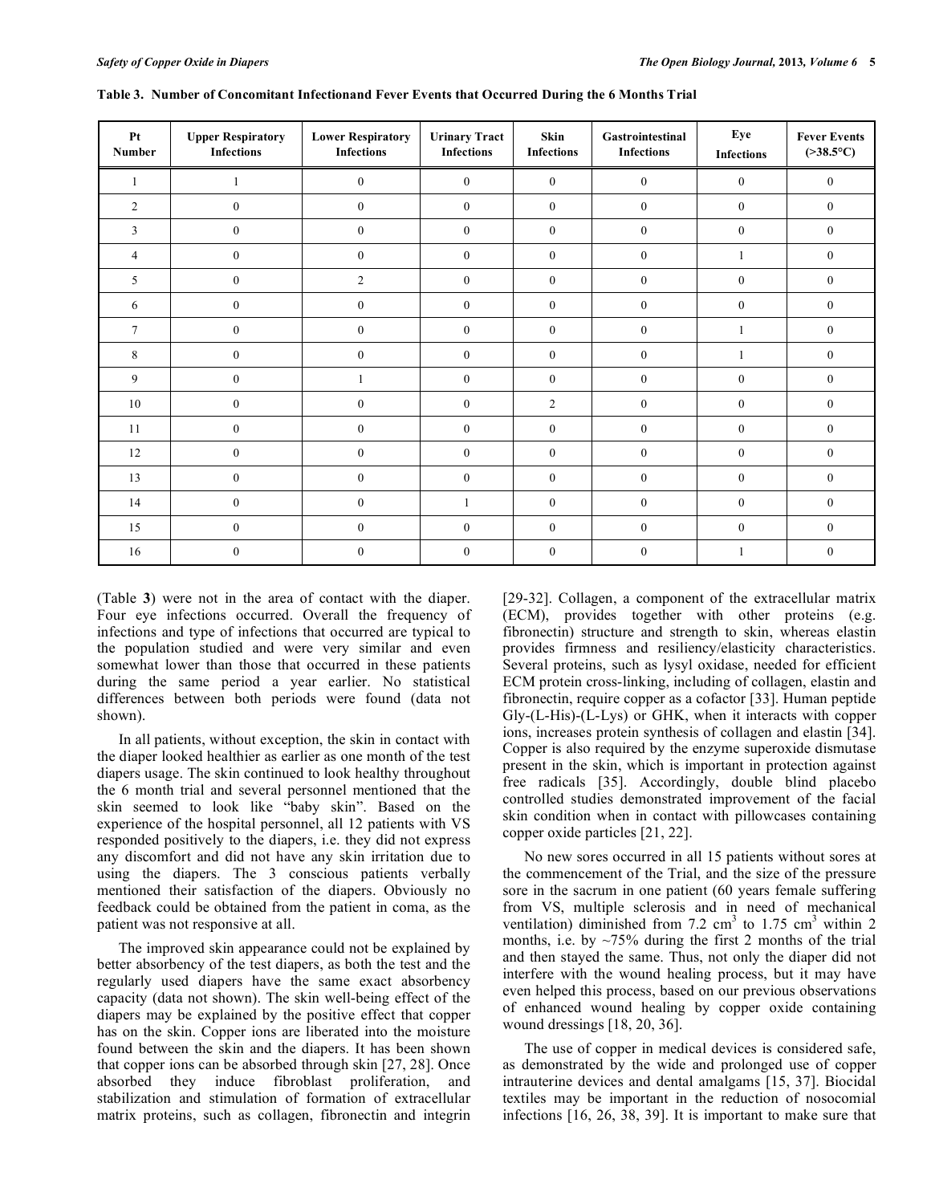**Table 3. Number of Concomitant Infectionand Fever Events that Occurred During the 6 Months Trial**

| Pt Number | Upper Respiratory Infections | Lower Respiratory Infections | Urinary Tract Infections | Skin Infections | Gastrointestinal Infections | Eye Infections | Fever Events (>38.5°C) |
|---|---|---|---|---|---|---|---|
| 1 | 1 | 0 | 0 | 0 | 0 | 0 | 0 |
| 2 | 0 | 0 | 0 | 0 | 0 | 0 | 0 |
| 3 | 0 | 0 | 0 | 0 | 0 | 0 | 0 |
| 4 | 0 | 0 | 0 | 0 | 0 | 1 | 0 |
| 5 | 0 | 2 | 0 | 0 | 0 | 0 | 0 |
| 6 | 0 | 0 | 0 | 0 | 0 | 0 | 0 |
| 7 | 0 | 0 | 0 | 0 | 0 | 1 | 0 |
| 8 | 0 | 0 | 0 | 0 | 0 | 1 | 0 |
| 9 | 0 | 1 | 0 | 0 | 0 | 0 | 0 |
| 10 | 0 | 0 | 0 | 2 | 0 | 0 | 0 |
| 11 | 0 | 0 | 0 | 0 | 0 | 0 | 0 |
| 12 | 0 | 0 | 0 | 0 | 0 | 0 | 0 |
| 13 | 0 | 0 | 0 | 0 | 0 | 0 | 0 |
| 14 | 0 | 0 | 1 | 0 | 0 | 0 | 0 |
| 15 | 0 | 0 | 0 | 0 | 0 | 0 | 0 |
| 16 | 0 | 0 | 0 | 0 | 0 | 1 | 0 |

(Table **3**) were not in the area of contact with the diaper. Four eye infections occurred. Overall the frequency of infections and type of infections that occurred are typical to the population studied and were very similar and even somewhat lower than those that occurred in these patients during the same period a year earlier. No statistical differences between both periods were found (data not shown).

In all patients, without exception, the skin in contact with the diaper looked healthier as earlier as one month of the test diapers usage. The skin continued to look healthy throughout the 6 month trial and several personnel mentioned that the skin seemed to look like "baby skin". Based on the experience of the hospital personnel, all 12 patients with VS responded positively to the diapers, i.e. they did not express any discomfort and did not have any skin irritation due to using the diapers. The 3 conscious patients verbally mentioned their satisfaction of the diapers. Obviously no feedback could be obtained from the patient in coma, as the patient was not responsive at all.

The improved skin appearance could not be explained by better absorbency of the test diapers, as both the test and the regularly used diapers have the same exact absorbency capacity (data not shown). The skin well-being effect of the diapers may be explained by the positive effect that copper has on the skin. Copper ions are liberated into the moisture found between the skin and the diapers. It has been shown that copper ions can be absorbed through skin [27, 28]. Once absorbed they induce fibroblast proliferation, and stabilization and stimulation of formation of extracellular matrix proteins, such as collagen, fibronectin and integrin [29-32]. Collagen, a component of the extracellular matrix (ECM), provides together with other proteins (e.g. fibronectin) structure and strength to skin, whereas elastin provides firmness and resiliency/elasticity characteristics. Several proteins, such as lysyl oxidase, needed for efficient ECM protein cross-linking, including of collagen, elastin and fibronectin, require copper as a cofactor [33]. Human peptide Gly-(L-His)-(L-Lys) or GHK, when it interacts with copper ions, increases protein synthesis of collagen and elastin [34]. Copper is also required by the enzyme superoxide dismutase present in the skin, which is important in protection against free radicals [35]. Accordingly, double blind placebo controlled studies demonstrated improvement of the facial skin condition when in contact with pillowcases containing copper oxide particles [21, 22].

No new sores occurred in all 15 patients without sores at the commencement of the Trial, and the size of the pressure sore in the sacrum in one patient (60 years female suffering from VS, multiple sclerosis and in need of mechanical ventilation) diminished from 7.2 $cm^3$ to 1.75 $cm^3$ within 2 months, i.e. by ~75% during the first 2 months of the trial and then stayed the same. Thus, not only the diaper did not interfere with the wound healing process, but it may have even helped this process, based on our previous observations of enhanced wound healing by copper oxide containing wound dressings [18, 20, 36].

The use of copper in medical devices is considered safe, as demonstrated by the wide and prolonged use of copper intrauterine devices and dental amalgams [15, 37]. Biocidal textiles may be important in the reduction of nosocomial infections [16, 26, 38, 39]. It is important to make sure that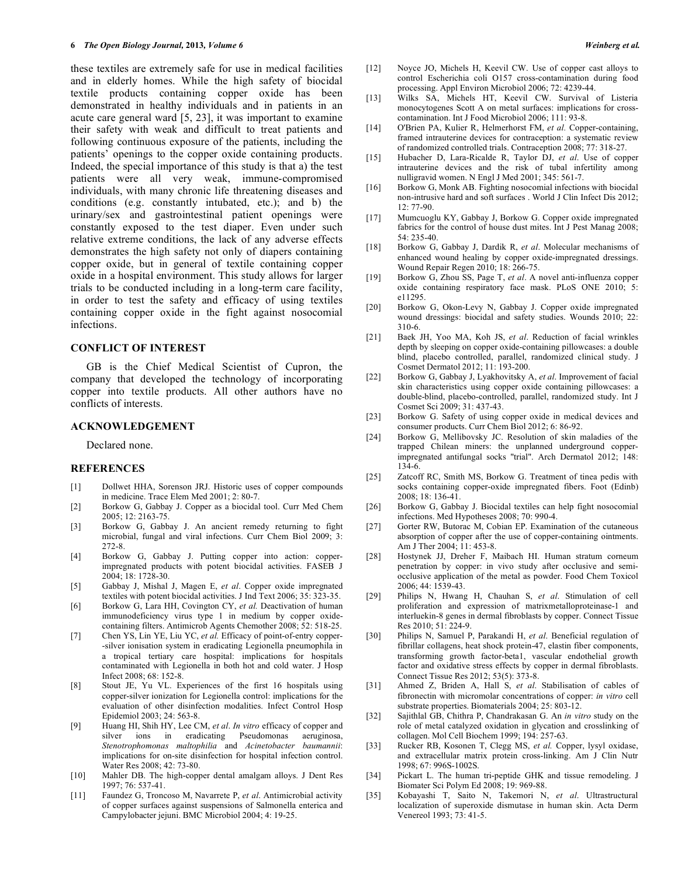these textiles are extremely safe for use in medical facilities and in elderly homes. While the high safety of biocidal textile products containing copper oxide has been demonstrated in healthy individuals and in patients in an acute care general ward [5, 23], it was important to examine their safety with weak and difficult to treat patients and following continuous exposure of the patients, including the patients' openings to the copper oxide containing products. Indeed, the special importance of this study is that a) the test patients were all very weak, immune-compromised individuals, with many chronic life threatening diseases and conditions (e.g. constantly intubated, etc.); and b) the urinary/sex and gastrointestinal patient openings were constantly exposed to the test diaper. Even under such relative extreme conditions, the lack of any adverse effects demonstrates the high safety not only of diapers containing copper oxide, but in general of textile containing copper oxide in a hospital environment. This study allows for larger trials to be conducted including in a long-term care facility, in order to test the safety and efficacy of using textiles containing copper oxide in the fight against nosocomial infections.

## CONFLICT OF INTEREST

GB is the Chief Medical Scientist of Cupron, the company that developed the technology of incorporating copper into textile products. All other authors have no conflicts of interests.

## ACKNOWLEDGEMENT

Declared none.

## REFERENCES

[1] Dollwet HHA, Sorenson JRJ. Historic uses of copper compounds in medicine. Trace Elem Med 2001; 2: 80-7.

[2] Borkow G, Gabbay J. Copper as a biocidal tool. Curr Med Chem 2005; 12: 2163-75.

[3] Borkow G, Gabbay J. An ancient remedy returning to fight microbial, fungal and viral infections. Curr Chem Biol 2009; 3: 272-8.

[4] Borkow G, Gabbay J. Putting copper into action: copper-impregnated products with potent biocidal activities. FASEB J 2004; 18: 1728-30.

[5] Gabbay J, Mishal J, Magen E, *et al*. Copper oxide impregnated textiles with potent biocidal activities. J Ind Text 2006; 35: 323-35.

[6] Borkow G, Lara HH, Covington CY, *et al.* Deactivation of human immunodeficiency virus type 1 in medium by copper oxide-containing filters. Antimicrob Agents Chemother 2008; 52: 518-25.

[7] Chen YS, Lin YE, Liu YC, *et al.* Efficacy of point-of-entry copper--silver ionisation system in eradicating Legionella pneumophila in a tropical tertiary care hospital: implications for hospitals contaminated with Legionella in both hot and cold water. J Hosp Infect 2008; 68: 152-8.

[8] Stout JE, Yu VL. Experiences of the first 16 hospitals using copper-silver ionization for Legionella control: implications for the evaluation of other disinfection modalities. Infect Control Hosp Epidemiol 2003; 24: 563-8.

[9] Huang HI, Shih HY, Lee CM, *et al*. *In vitro* efficacy of copper and silver ions in eradicating Pseudomonas aeruginosa, *Stenotrophomonas maltophilia* and *Acinetobacter baumannii*: implications for on-site disinfection for hospital infection control. Water Res 2008; 42: 73-80.

[10] Mahler DB. The high-copper dental amalgam alloys. J Dent Res 1997; 76: 537-41.

[11] Faundez G, Troncoso M, Navarrete P, *et al*. Antimicrobial activity of copper surfaces against suspensions of Salmonella enterica and Campylobacter jejuni. BMC Microbiol 2004; 4: 19-25.

[12] Noyce JO, Michels H, Keevil CW. Use of copper cast alloys to control Escherichia coli O157 cross-contamination during food processing. Appl Environ Microbiol 2006; 72: 4239-44.

[13] Wilks SA, Michels HT, Keevil CW. Survival of Listeria monocytogenes Scott A on metal surfaces: implications for cross-contamination. Int J Food Microbiol 2006; 111: 93-8.

[14] O'Brien PA, Kulier R, Helmerhorst FM, *et al.* Copper-containing, framed intrauterine devices for contraception: a systematic review of randomized controlled trials. Contraception 2008; 77: 318-27.

[15] Hubacher D, Lara-Ricalde R, Taylor DJ, *et al*. Use of copper intrauterine devices and the risk of tubal infertility among nulligravid women. N Engl J Med 2001; 345: 561-7.

[16] Borkow G, Monk AB. Fighting nosocomial infections with biocidal non-intrusive hard and soft surfaces . World J Clin Infect Dis 2012; 12: 77-90.

[17] Mumcuoglu KY, Gabbay J, Borkow G. Copper oxide impregnated fabrics for the control of house dust mites. Int J Pest Manag 2008; 54: 235-40.

[18] Borkow G, Gabbay J, Dardik R, *et al*. Molecular mechanisms of enhanced wound healing by copper oxide-impregnated dressings. Wound Repair Regen 2010; 18: 266-75.

[19] Borkow G, Zhou SS, Page T, *et al*. A novel anti-influenza copper oxide containing respiratory face mask. PLoS ONE 2010; 5: e11295.

[20] Borkow G, Okon-Levy N, Gabbay J. Copper oxide impregnated wound dressings: biocidal and safety studies. Wounds 2010; 22: 310-6.

[21] Baek JH, Yoo MA, Koh JS, *et al*. Reduction of facial wrinkles depth by sleeping on copper oxide-containing pillowcases: a double blind, placebo controlled, parallel, randomized clinical study. J Cosmet Dermatol 2012; 11: 193-200.

[22] Borkow G, Gabbay J, Lyakhovitsky A, *et al*. Improvement of facial skin characteristics using copper oxide containing pillowcases: a double-blind, placebo-controlled, parallel, randomized study. Int J Cosmet Sci 2009; 31: 437-43.

[23] Borkow G. Safety of using copper oxide in medical devices and consumer products. Curr Chem Biol 2012; 6: 86-92.

[24] Borkow G, Mellibovsky JC. Resolution of skin maladies of the trapped Chilean miners: the unplanned underground copper-impregnated antifungal socks "trial". Arch Dermatol 2012; 148: 134-6.

[25] Zatcoff RC, Smith MS, Borkow G. Treatment of tinea pedis with socks containing copper-oxide impregnated fibers. Foot (Edinb) 2008; 18: 136-41.

[26] Borkow G, Gabbay J. Biocidal textiles can help fight nosocomial infections. Med Hypotheses 2008; 70: 990-4.

[27] Gorter RW, Butorac M, Cobian EP. Examination of the cutaneous absorption of copper after the use of copper-containing ointments. Am J Ther 2004; 11: 453-8.

[28] Hostynek JJ, Dreher F, Maibach HI. Human stratum corneum penetration by copper: in vivo study after occlusive and semi-occlusive application of the metal as powder. Food Chem Toxicol 2006; 44: 1539-43.

[29] Philips N, Hwang H, Chauhan S, *et al.* Stimulation of cell proliferation and expression of matrixmetalloproteinase-1 and interluekin-8 genes in dermal fibroblasts by copper. Connect Tissue Res 2010; 51: 224-9.

[30] Philips N, Samuel P, Parakandi H, *et al*. Beneficial regulation of fibrillar collagens, heat shock protein-47, elastin fiber components, transforming growth factor-beta1, vascular endothelial growth factor and oxidative stress effects by copper in dermal fibroblasts. Connect Tissue Res 2012; 53(5): 373-8.

[31] Ahmed Z, Briden A, Hall S, *et al*. Stabilisation of cables of fibronectin with micromolar concentrations of copper: *in vitro* cell substrate properties. Biomaterials 2004; 25: 803-12.

[32] Sajithlal GB, Chithra P, Chandrakasan G. An *in vitro* study on the role of metal catalyzed oxidation in glycation and crosslinking of collagen. Mol Cell Biochem 1999; 194: 257-63.

[33] Rucker RB, Kosonen T, Clegg MS, *et al.* Copper, lysyl oxidase, and extracellular matrix protein cross-linking. Am J Clin Nutr 1998; 67: 996S-1002S.

[34] Pickart L. The human tri-peptide GHK and tissue remodeling. J Biomater Sci Polym Ed 2008; 19: 969-88.

[35] Kobayashi T, Saito N, Takemori N, *et al*. Ultrastructural localization of superoxide dismutase in human skin. Acta Derm Venereol 1993; 73: 41-5.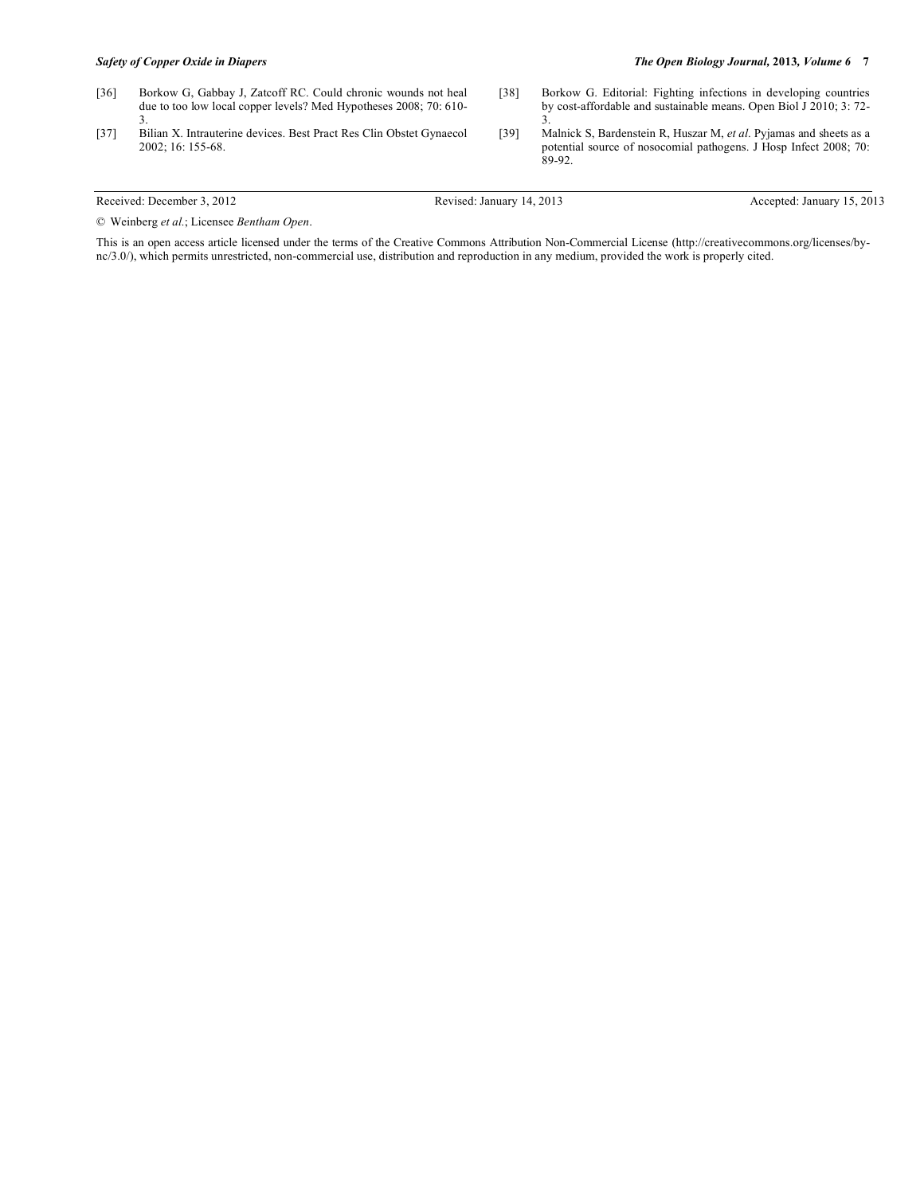[36] Borkow G, Gabbay J, Zatcoff RC. Could chronic wounds not heal due to too low local copper levels? Med Hypotheses 2008; 70: 610-3.

[37] Bilian X. Intrauterine devices. Best Pract Res Clin Obstet Gynaecol 2002; 16: 155-68.

[38] Borkow G. Editorial: Fighting infections in developing countries by cost-affordable and sustainable means. Open Biol J 2010; 3: 72-3.

[39] Malnick S, Bardenstein R, Huszar M, *et al*. Pyjamas and sheets as a potential source of nosocomial pathogens. J Hosp Infect 2008; 70: 89-92.

Received: December 3, 2012 Revised: January 14, 2013 Accepted: January 15, 2013

© Weinberg *et al*.; Licensee *Bentham Open*.

This is an open access article licensed under the terms of the Creative Commons Attribution Non-Commercial License (http://creativecommons.org/licenses/by-nc/3.0/), which permits unrestricted, non-commercial use, distribution and reproduction in any medium, provided the work is properly cited.